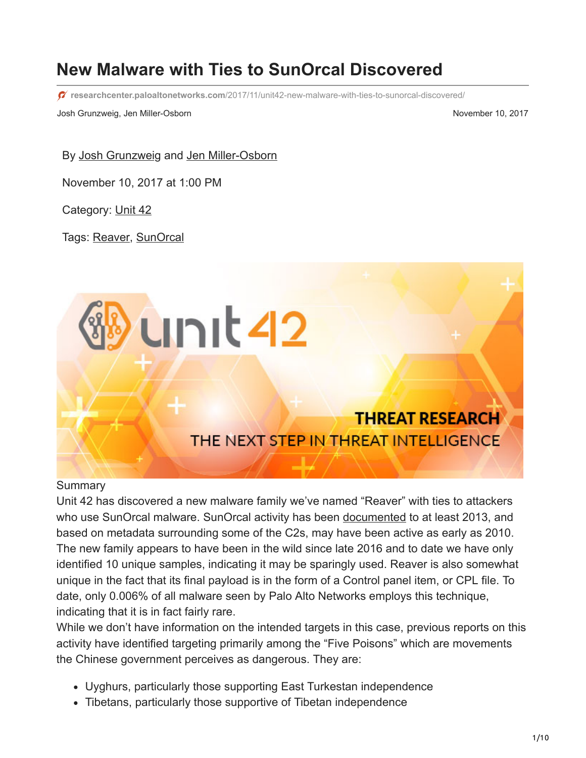# New Malware with Ties to SunOrcal Discovered

researchcenter.paloaltonetworks.com/2017/11/unit42-new-malware-with-ties-to-sunorcal-discovered/

Josh Grunzweig, Jen Miller-Osborn — November 10, 2017

By Josh Grunzweig and Jen Miller-Osborn

November 10, 2017 at 1:00 PM

Category: Unit 42

Tags: Reaver, SunOrcal

## Summary

Unit 42 has discovered a new malware family we've named "Reaver" with ties to attackers who use SunOrcal malware. SunOrcal activity has been documented to at least 2013, and based on metadata surrounding some of the C2s, may have been active as early as 2010. The new family appears to have been in the wild since late 2016 and to date we have only identified 10 unique samples, indicating it may be sparingly used. Reaver is also somewhat unique in the fact that its final payload is in the form of a Control panel item, or CPL file. To date, only 0.006% of all malware seen by Palo Alto Networks employs this technique, indicating that it is in fact fairly rare.

While we don't have information on the intended targets in this case, previous reports on this activity have identified targeting primarily among the "Five Poisons" which are movements the Chinese government perceives as dangerous. They are:

- Uyghurs, particularly those supporting East Turkestan independence
- Tibetans, particularly those supportive of Tibetan independence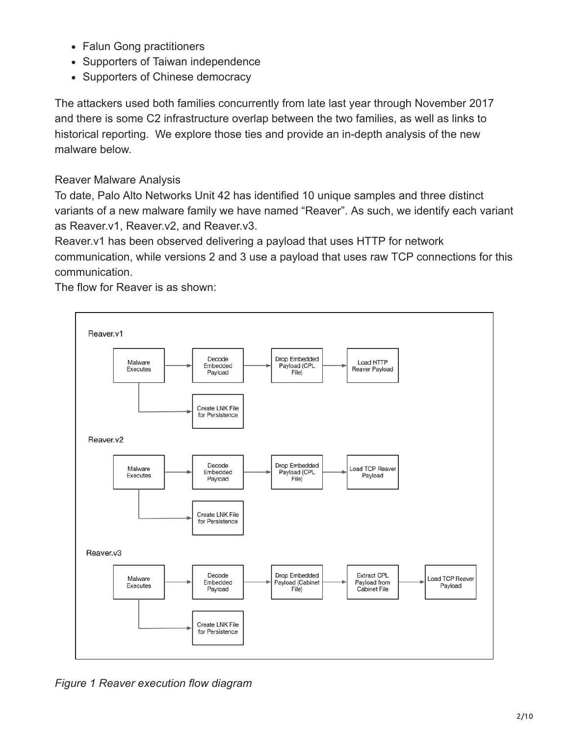- Falun Gong practitioners
- Supporters of Taiwan independence
- Supporters of Chinese democracy

The attackers used both families concurrently from late last year through November 2017 and there is some C2 infrastructure overlap between the two families, as well as links to historical reporting. We explore those ties and provide an in-depth analysis of the new malware below.

## Reaver Malware Analysis

To date, Palo Alto Networks Unit 42 has identified 10 unique samples and three distinct variants of a new malware family we have named "Reaver". As such, we identify each variant as Reaver.v1, Reaver.v2, and Reaver.v3.

Reaver.v1 has been observed delivering a payload that uses HTTP for network communication, while versions 2 and 3 use a payload that uses raw TCP connections for this communication.

The flow for Reaver is as shown:

*Figure 1 Reaver execution flow diagram*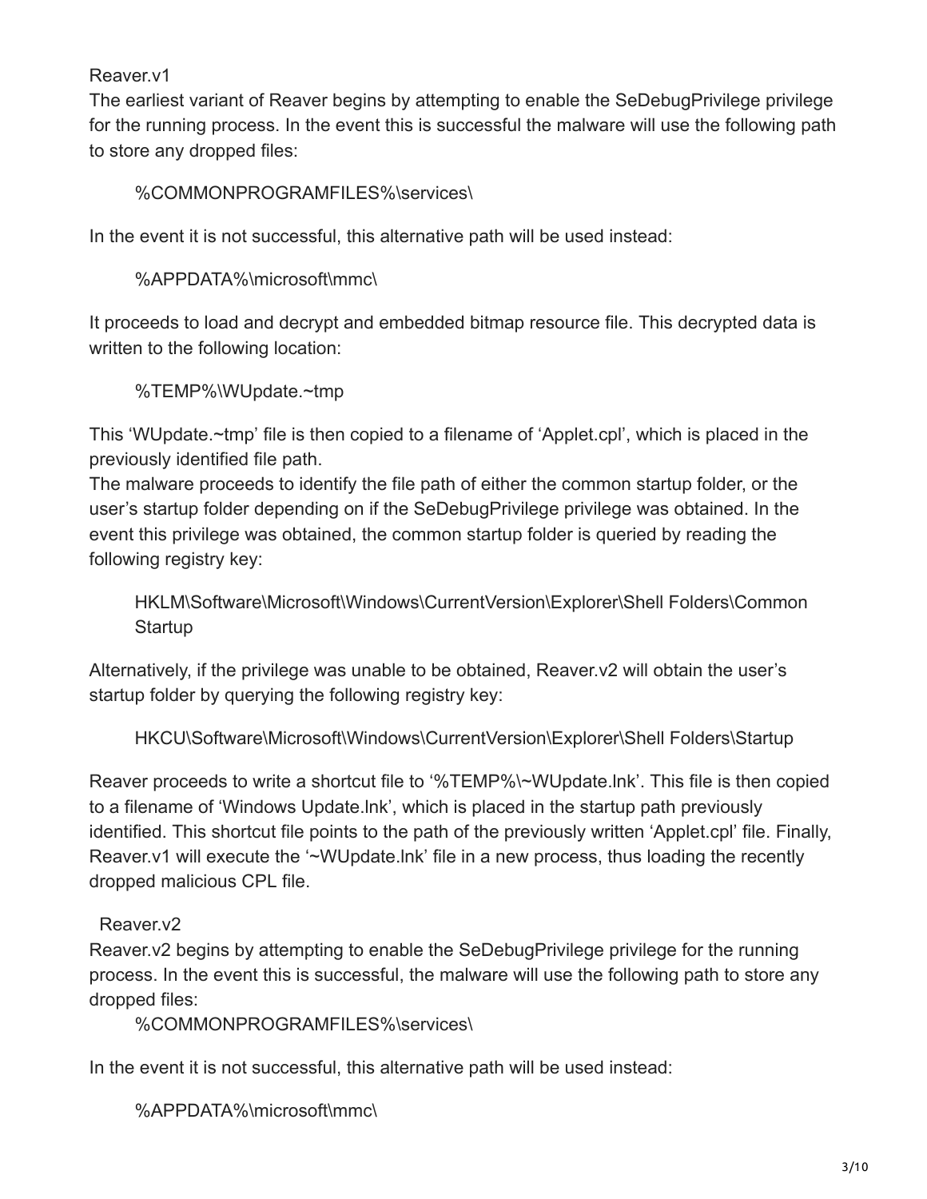## Reaver.v1

The earliest variant of Reaver begins by attempting to enable the SeDebugPrivilege privilege for the running process. In the event this is successful the malware will use the following path to store any dropped files:

> %COMMONPROGRAMFILES%\services\

In the event it is not successful, this alternative path will be used instead:

> %APPDATA%\microsoft\mmc\

It proceeds to load and decrypt and embedded bitmap resource file. This decrypted data is written to the following location:

> %TEMP%\WUpdate.~tmp

This 'WUpdate.~tmp' file is then copied to a filename of 'Applet.cpl', which is placed in the previously identified file path.

The malware proceeds to identify the file path of either the common startup folder, or the user's startup folder depending on if the SeDebugPrivilege privilege was obtained. In the event this privilege was obtained, the common startup folder is queried by reading the following registry key:

> HKLM\Software\Microsoft\Windows\CurrentVersion\Explorer\Shell Folders\Common Startup

Alternatively, if the privilege was unable to be obtained, Reaver.v2 will obtain the user's startup folder by querying the following registry key:

> HKCU\Software\Microsoft\Windows\CurrentVersion\Explorer\Shell Folders\Startup

Reaver proceeds to write a shortcut file to '%TEMP%\~WUpdate.lnk'. This file is then copied to a filename of 'Windows Update.lnk', which is placed in the startup path previously identified. This shortcut file points to the path of the previously written 'Applet.cpl' file. Finally, Reaver.v1 will execute the '~WUpdate.lnk' file in a new process, thus loading the recently dropped malicious CPL file.

## Reaver.v2

Reaver.v2 begins by attempting to enable the SeDebugPrivilege privilege for the running process. In the event this is successful, the malware will use the following path to store any dropped files:

> %COMMONPROGRAMFILES%\services\

In the event it is not successful, this alternative path will be used instead:

> %APPDATA%\microsoft\mmc\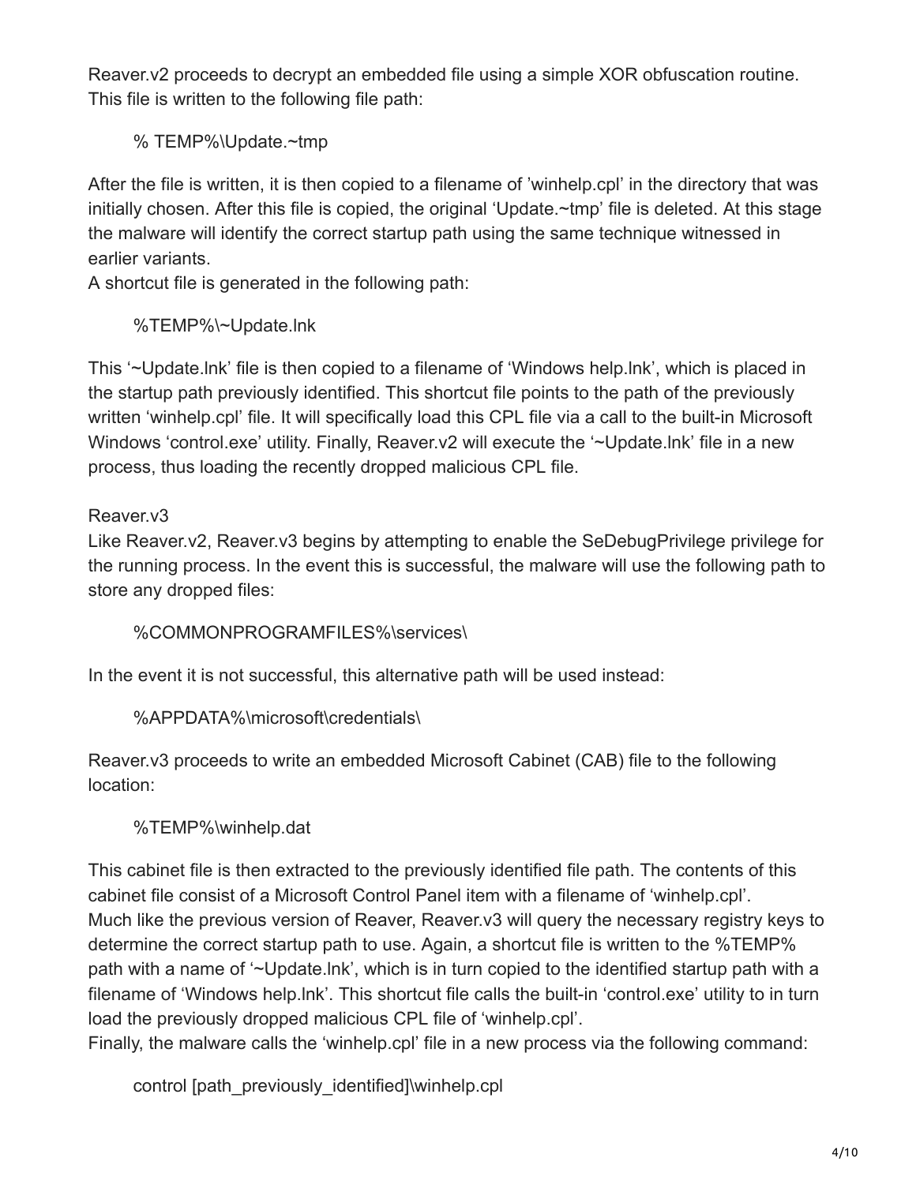Reaver.v2 proceeds to decrypt an embedded file using a simple XOR obfuscation routine. This file is written to the following file path:

```
% TEMP%\Update.~tmp
```

After the file is written, it is then copied to a filename of 'winhelp.cpl' in the directory that was initially chosen. After this file is copied, the original 'Update.~tmp' file is deleted. At this stage the malware will identify the correct startup path using the same technique witnessed in earlier variants.
A shortcut file is generated in the following path:

```
%TEMP%\~Update.lnk
```

This '~Update.lnk' file is then copied to a filename of 'Windows help.lnk', which is placed in the startup path previously identified. This shortcut file points to the path of the previously written 'winhelp.cpl' file. It will specifically load this CPL file via a call to the built-in Microsoft Windows 'control.exe' utility. Finally, Reaver.v2 will execute the '~Update.lnk' file in a new process, thus loading the recently dropped malicious CPL file.

### Reaver.v3

Like Reaver.v2, Reaver.v3 begins by attempting to enable the SeDebugPrivilege privilege for the running process. In the event this is successful, the malware will use the following path to store any dropped files:

```
%COMMONPROGRAMFILES%\services\
```

In the event it is not successful, this alternative path will be used instead:

```
%APPDATA%\microsoft\credentials\
```

Reaver.v3 proceeds to write an embedded Microsoft Cabinet (CAB) file to the following location:

```
%TEMP%\winhelp.dat
```

This cabinet file is then extracted to the previously identified file path. The contents of this cabinet file consist of a Microsoft Control Panel item with a filename of 'winhelp.cpl'.
Much like the previous version of Reaver, Reaver.v3 will query the necessary registry keys to determine the correct startup path to use. Again, a shortcut file is written to the %TEMP% path with a name of '~Update.lnk', which is in turn copied to the identified startup path with a filename of 'Windows help.lnk'. This shortcut file calls the built-in 'control.exe' utility to in turn load the previously dropped malicious CPL file of 'winhelp.cpl'.
Finally, the malware calls the 'winhelp.cpl' file in a new process via the following command:

```
control [path_previously_identified]\winhelp.cpl
```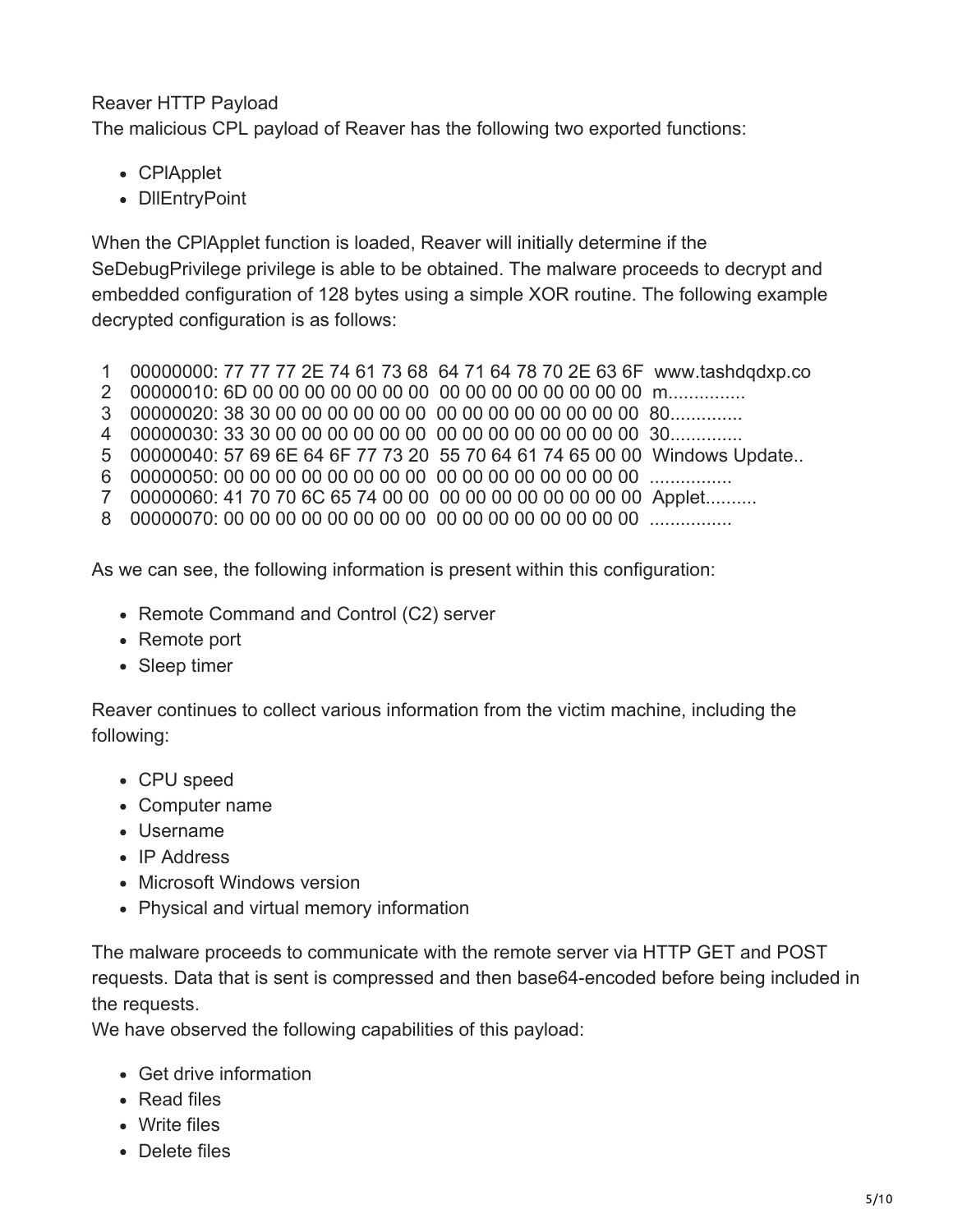Reaver HTTP Payload

The malicious CPL payload of Reaver has the following two exported functions:

- CPlApplet
- DllEntryPoint

When the CPlApplet function is loaded, Reaver will initially determine if the SeDebugPrivilege privilege is able to be obtained. The malware proceeds to decrypt and embedded configuration of 128 bytes using a simple XOR routine. The following example decrypted configuration is as follows:

```
1   00000000: 77 77 77 2E 74 61 73 68  64 71 64 78 70 2E 63 6F  www.tashdqdxp.co
2   00000010: 6D 00 00 00 00 00 00 00  00 00 00 00 00 00 00 00  m...............
3   00000020: 38 30 00 00 00 00 00 00  00 00 00 00 00 00 00 00  80..............
4   00000030: 33 30 00 00 00 00 00 00  00 00 00 00 00 00 00 00  30..............
5   00000040: 57 69 6E 64 6F 77 73 20  55 70 64 61 74 65 00 00  Windows Update..
6   00000050: 00 00 00 00 00 00 00 00  00 00 00 00 00 00 00 00  ................
7   00000060: 41 70 70 6C 65 74 00 00  00 00 00 00 00 00 00 00  Applet..........
8   00000070: 00 00 00 00 00 00 00 00  00 00 00 00 00 00 00 00  ................
```

As we can see, the following information is present within this configuration:

- Remote Command and Control (C2) server
- Remote port
- Sleep timer

Reaver continues to collect various information from the victim machine, including the following:

- CPU speed
- Computer name
- Username
- IP Address
- Microsoft Windows version
- Physical and virtual memory information

The malware proceeds to communicate with the remote server via HTTP GET and POST requests. Data that is sent is compressed and then base64-encoded before being included in the requests.

We have observed the following capabilities of this payload:

- Get drive information
- Read files
- Write files
- Delete files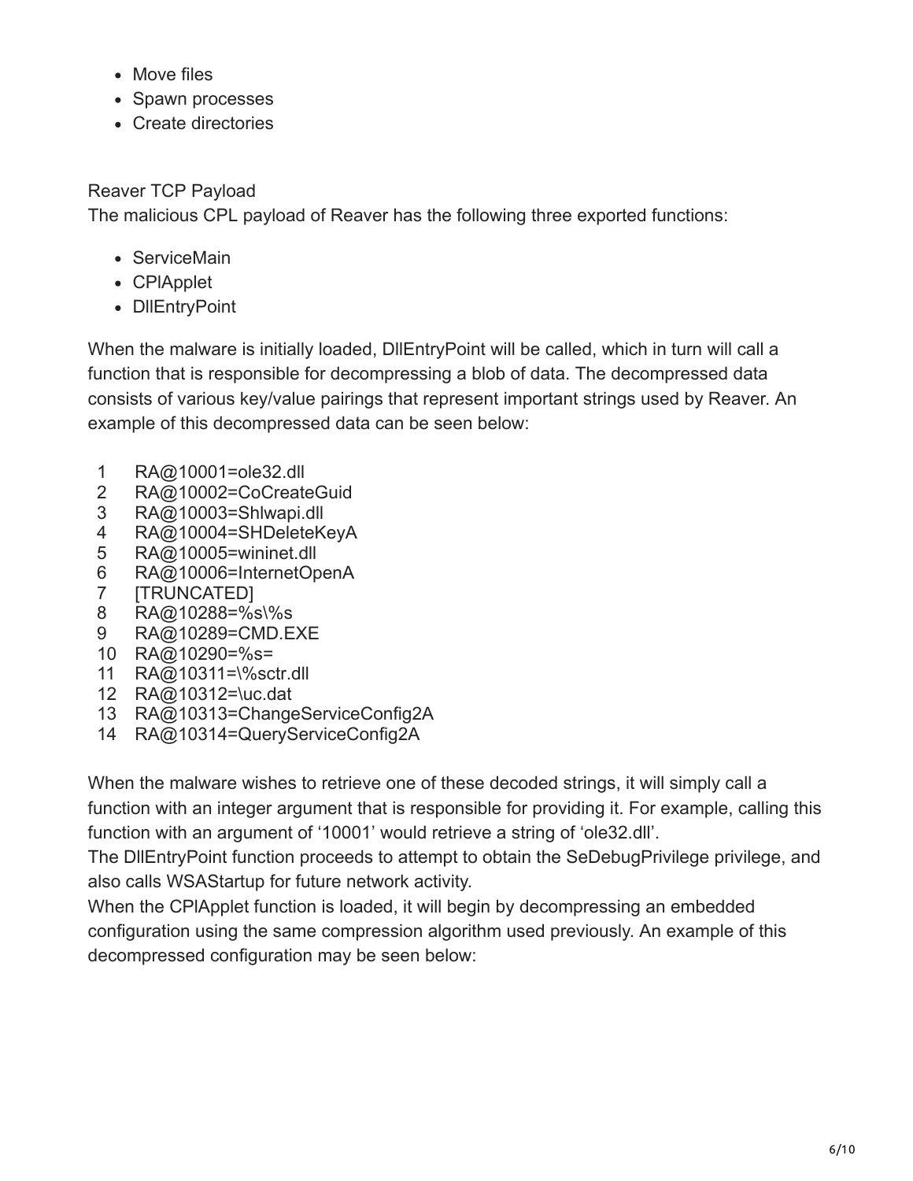- Move files
- Spawn processes
- Create directories

Reaver TCP Payload

The malicious CPL payload of Reaver has the following three exported functions:

- ServiceMain
- CPlApplet
- DllEntryPoint

When the malware is initially loaded, DllEntryPoint will be called, which in turn will call a function that is responsible for decompressing a blob of data. The decompressed data consists of various key/value pairings that represent important strings used by Reaver. An example of this decompressed data can be seen below:

```
1   RA@10001=ole32.dll
2   RA@10002=CoCreateGuid
3   RA@10003=Shlwapi.dll
4   RA@10004=SHDeleteKeyA
5   RA@10005=wininet.dll
6   RA@10006=InternetOpenA
7   [TRUNCATED]
8   RA@10288=%s\%s
9   RA@10289=CMD.EXE
10  RA@10290=%s=
11  RA@10311=\%sctr.dll
12  RA@10312=\uc.dat
13  RA@10313=ChangeServiceConfig2A
14  RA@10314=QueryServiceConfig2A
```

When the malware wishes to retrieve one of these decoded strings, it will simply call a function with an integer argument that is responsible for providing it. For example, calling this function with an argument of '10001' would retrieve a string of 'ole32.dll'.

The DllEntryPoint function proceeds to attempt to obtain the SeDebugPrivilege privilege, and also calls WSAStartup for future network activity.

When the CPlApplet function is loaded, it will begin by decompressing an embedded configuration using the same compression algorithm used previously. An example of this decompressed configuration may be seen below: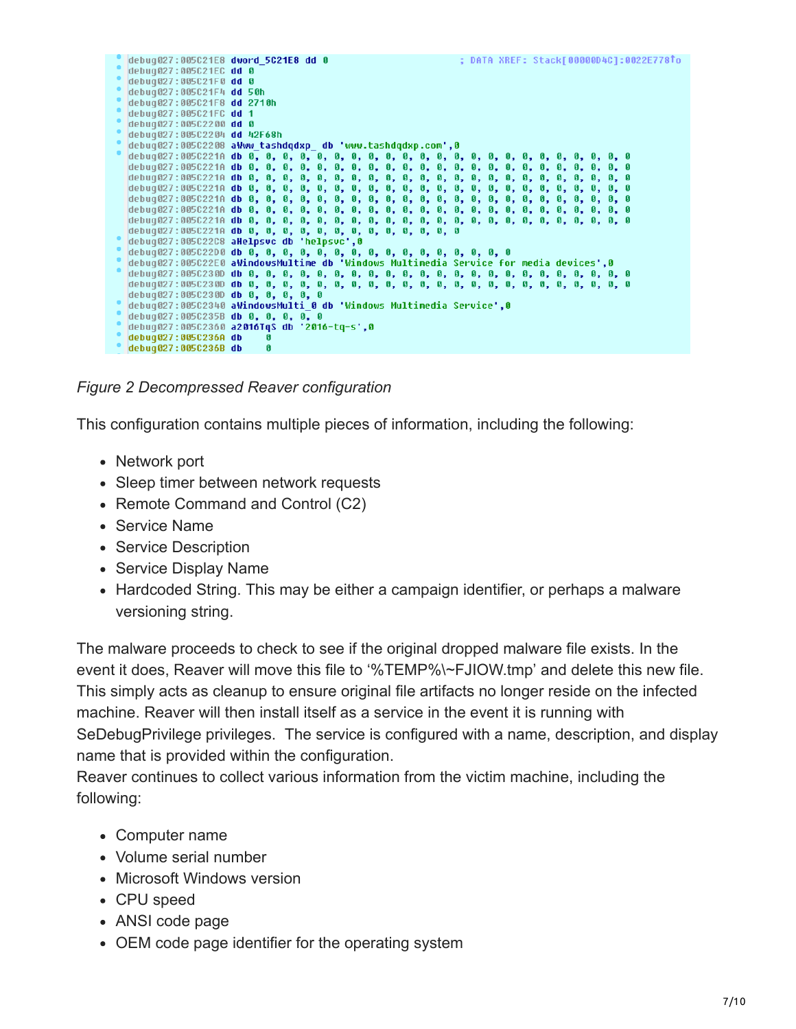```
debug027:005C21E8 dword_5C21E8 dd 0                    ; DATA XREF: Stack[00000D4C]:0022E778↑o
debug027:005C21EC dd 0
debug027:005C21F0 dd 0
debug027:005C21F4 dd 50h
debug027:005C21F8 dd 2710h
debug027:005C21FC dd 1
debug027:005C2200 dd 0
debug027:005C2204 dd 42F68h
debug027:005C2208 aWww_tashdqdxp_ db 'www.tashdqdxp.com',0
debug027:005C221A db 0, 0, 0, 0, 0, 0, 0, 0, 0, 0, 0, 0, 0, 0, 0, 0, 0, 0, 0, 0, 0, 0, 0, 0
debug027:005C221A db 0, 0, 0, 0, 0, 0, 0, 0, 0, 0, 0, 0, 0, 0, 0, 0, 0, 0, 0, 0, 0, 0, 0, 0
debug027:005C221A db 0, 0, 0, 0, 0, 0, 0, 0, 0, 0, 0, 0, 0, 0, 0, 0, 0, 0, 0, 0, 0, 0, 0, 0
debug027:005C221A db 0, 0, 0, 0, 0, 0, 0, 0, 0, 0, 0, 0, 0, 0, 0, 0, 0, 0, 0, 0, 0, 0, 0, 0
debug027:005C221A db 0, 0, 0, 0, 0, 0, 0, 0, 0, 0, 0, 0, 0, 0, 0, 0, 0, 0, 0, 0, 0, 0, 0, 0
debug027:005C221A db 0, 0, 0, 0, 0, 0, 0, 0, 0, 0, 0, 0, 0, 0, 0, 0, 0, 0, 0, 0, 0, 0, 0, 0
debug027:005C221A db 0, 0, 0, 0, 0, 0, 0, 0, 0, 0, 0, 0, 0, 0, 0, 0, 0, 0, 0, 0, 0, 0, 0, 0
debug027:005C221A db 0, 0, 0, 0, 0, 0, 0, 0, 0, 0, 0, 0, 0, 0
debug027:005C22C8 aHelpsvc db 'helpsvc',0
debug027:005C22D0 db 0, 0, 0, 0, 0, 0, 0, 0, 0, 0, 0, 0, 0, 0, 0, 0
debug027:005C22E0 aWindowsMultime db 'Windows Multimedia Service for media devices',0
debug027:005C230D db 0, 0, 0, 0, 0, 0, 0, 0, 0, 0, 0, 0, 0, 0, 0, 0, 0, 0, 0, 0, 0, 0, 0, 0
debug027:005C230D db 0, 0, 0, 0, 0, 0, 0, 0, 0, 0, 0, 0, 0, 0, 0, 0, 0, 0, 0, 0, 0, 0, 0, 0
debug027:005C230D db 0, 0, 0, 0, 0, 0
debug027:005C2340 aWindowsMulti_0 db 'Windows Multimedia Service',0
debug027:005C235B db 0, 0, 0, 0, 0
debug027:005C2360 a2016TqS db '2016-tq-s',0
debug027:005C236A db    0
debug027:005C236B db    0
```

*Figure 2 Decompressed Reaver configuration*

This configuration contains multiple pieces of information, including the following:

- Network port
- Sleep timer between network requests
- Remote Command and Control (C2)
- Service Name
- Service Description
- Service Display Name
- Hardcoded String. This may be either a campaign identifier, or perhaps a malware versioning string.

The malware proceeds to check to see if the original dropped malware file exists. In the event it does, Reaver will move this file to '%TEMP%\~FJIOW.tmp' and delete this new file. This simply acts as cleanup to ensure original file artifacts no longer reside on the infected machine. Reaver will then install itself as a service in the event it is running with SeDebugPrivilege privileges. The service is configured with a name, description, and display name that is provided within the configuration.
Reaver continues to collect various information from the victim machine, including the following:

- Computer name
- Volume serial number
- Microsoft Windows version
- CPU speed
- ANSI code page
- OEM code page identifier for the operating system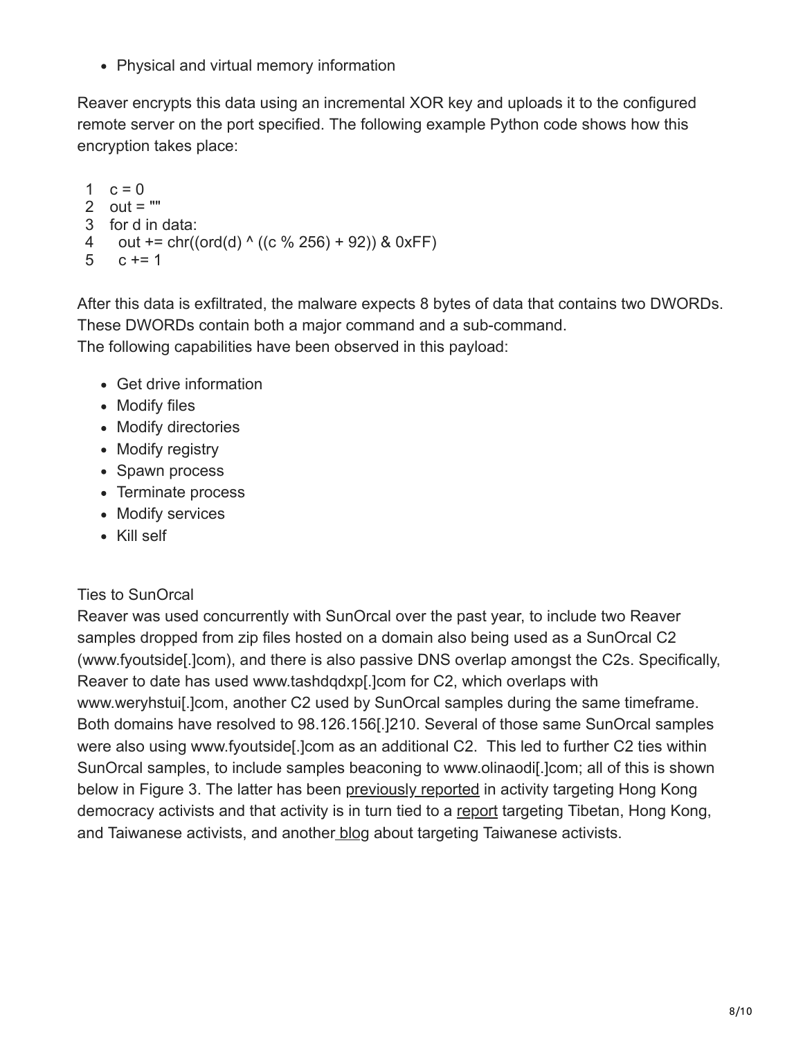- Physical and virtual memory information

Reaver encrypts this data using an incremental XOR key and uploads it to the configured remote server on the port specified. The following example Python code shows how this encryption takes place:

```
1  c = 0
2  out = ""
3  for d in data:
4    out += chr((ord(d) ^ ((c % 256) + 92)) & 0xFF)
5    c += 1
```

After this data is exfiltrated, the malware expects 8 bytes of data that contains two DWORDs. These DWORDs contain both a major command and a sub-command.
The following capabilities have been observed in this payload:

- Get drive information
- Modify files
- Modify directories
- Modify registry
- Spawn process
- Terminate process
- Modify services
- Kill self

Ties to SunOrcal
Reaver was used concurrently with SunOrcal over the past year, to include two Reaver samples dropped from zip files hosted on a domain also being used as a SunOrcal C2 (www.fyoutside[.]com), and there is also passive DNS overlap amongst the C2s. Specifically, Reaver to date has used www.tashdqdxp[.]com for C2, which overlaps with www.weryhstui[.]com, another C2 used by SunOrcal samples during the same timeframe. Both domains have resolved to 98.126.156[.]210. Several of those same SunOrcal samples were also using www.fyoutside[.]com as an additional C2. This led to further C2 ties within SunOrcal samples, to include samples beaconing to www.olinaodi[.]com; all of this is shown below in Figure 3. The latter has been previously reported in activity targeting Hong Kong democracy activists and that activity is in turn tied to a report targeting Tibetan, Hong Kong, and Taiwanese activists, and another blog about targeting Taiwanese activists.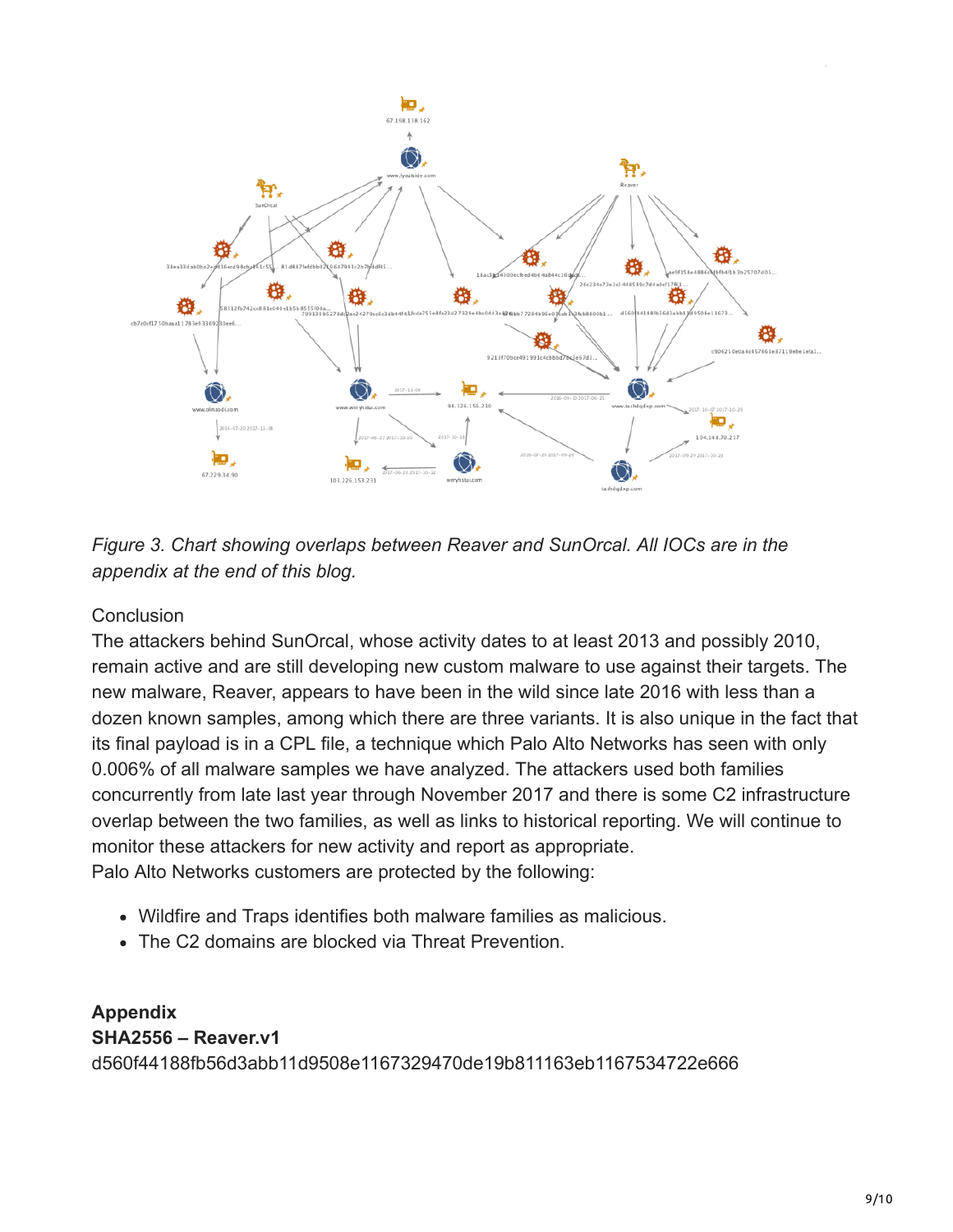*Figure 3. Chart showing overlaps between Reaver and SunOrcal. All IOCs are in the appendix at the end of this blog.*

Conclusion

The attackers behind SunOrcal, whose activity dates to at least 2013 and possibly 2010, remain active and are still developing new custom malware to use against their targets. The new malware, Reaver, appears to have been in the wild since late 2016 with less than a dozen known samples, among which there are three variants. It is also unique in the fact that its final payload is in a CPL file, a technique which Palo Alto Networks has seen with only 0.006% of all malware samples we have analyzed. The attackers used both families concurrently from late last year through November 2017 and there is some C2 infrastructure overlap between the two families, as well as links to historical reporting. We will continue to monitor these attackers for new activity and report as appropriate.

Palo Alto Networks customers are protected by the following:

- Wildfire and Traps identifies both malware families as malicious.
- The C2 domains are blocked via Threat Prevention.

**Appendix**

**SHA2556 – Reaver.v1**

d560f44188fb56d3abb11d9508e1167329470de19b811163eb1167534722e666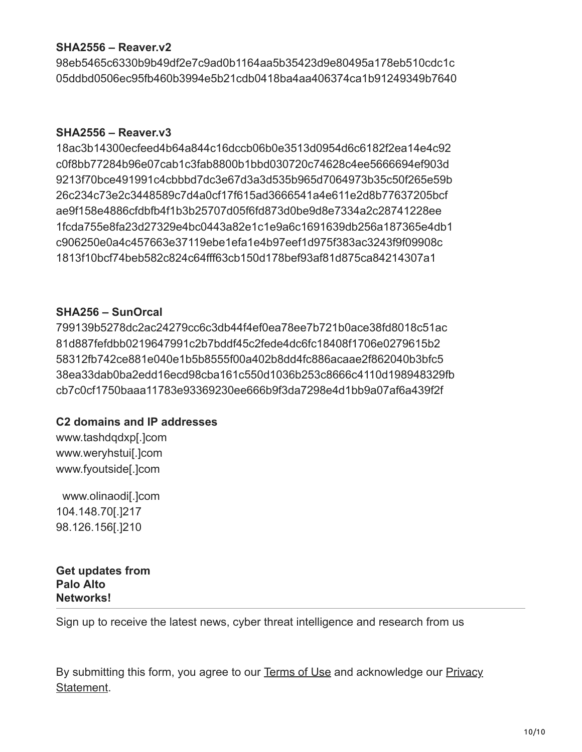**SHA2556 – Reaver.v2**

98eb5465c6330b9b49df2e7c9ad0b1164aa5b35423d9e80495a178eb510cdc1c
05ddbd0506ec95fb460b3994e5b21cdb0418ba4aa406374ca1b91249349b7640

**SHA2556 – Reaver.v3**

18ac3b14300ecfeed4b64a844c16dccb06b0e3513d0954d6c6182f2ea14e4c92
c0f8bb77284b96e07cab1c3fab8800b1bbd030720c74628c4ee5666694ef903d
9213f70bce491991c4cbbbd7dc3e67d3a3d535b965d7064973b35c50f265e59b
26c234c73e2c3448589c7d4a0cf17f615ad3666541a4e611e2d8b77637205bcf
ae9f158e4886cfdbfb4f1b3b25707d05f6fd873d0be9d8e7334a2c28741228ee
1fcda755e8fa23d27329e4bc0443a82e1c1e9a6c1691639db256a187365e4db1
c906250e0a4c457663e37119ebe1efa1e4b97eef1d975f383ac3243f9f09908c
1813f10bcf74beb582c824c64fff63cb150d178bef93af81d875ca84214307a1

**SHA256 – SunOrcal**

799139b5278dc2ac24279cc6c3db44f4ef0ea78ee7b721b0ace38fd8018c51ac
81d887fefdbb0219647991c2b7bddf45c2fede4dc6fc18408f1706e0279615b2
58312fb742ce881e040e1b5b8555f00a402b8dd4fc886acaae2f862040b3bfc5
38ea33dab0ba2edd16ecd98cba161c550d1036b253c8666c4110d198948329fb
cb7c0cf1750baaa11783e93369230ee666b9f3da7298e4d1bb9a07af6a439f2f

**C2 domains and IP addresses**

www.tashdqdxp[.]com
www.weryhstui[.]com
www.fyoutside[.]com

www.olinaodi[.]com
104.148.70[.]217
98.126.156[.]210

**Get updates from Palo Alto Networks!**

Sign up to receive the latest news, cyber threat intelligence and research from us

By submitting this form, you agree to our Terms of Use and acknowledge our Privacy Statement.